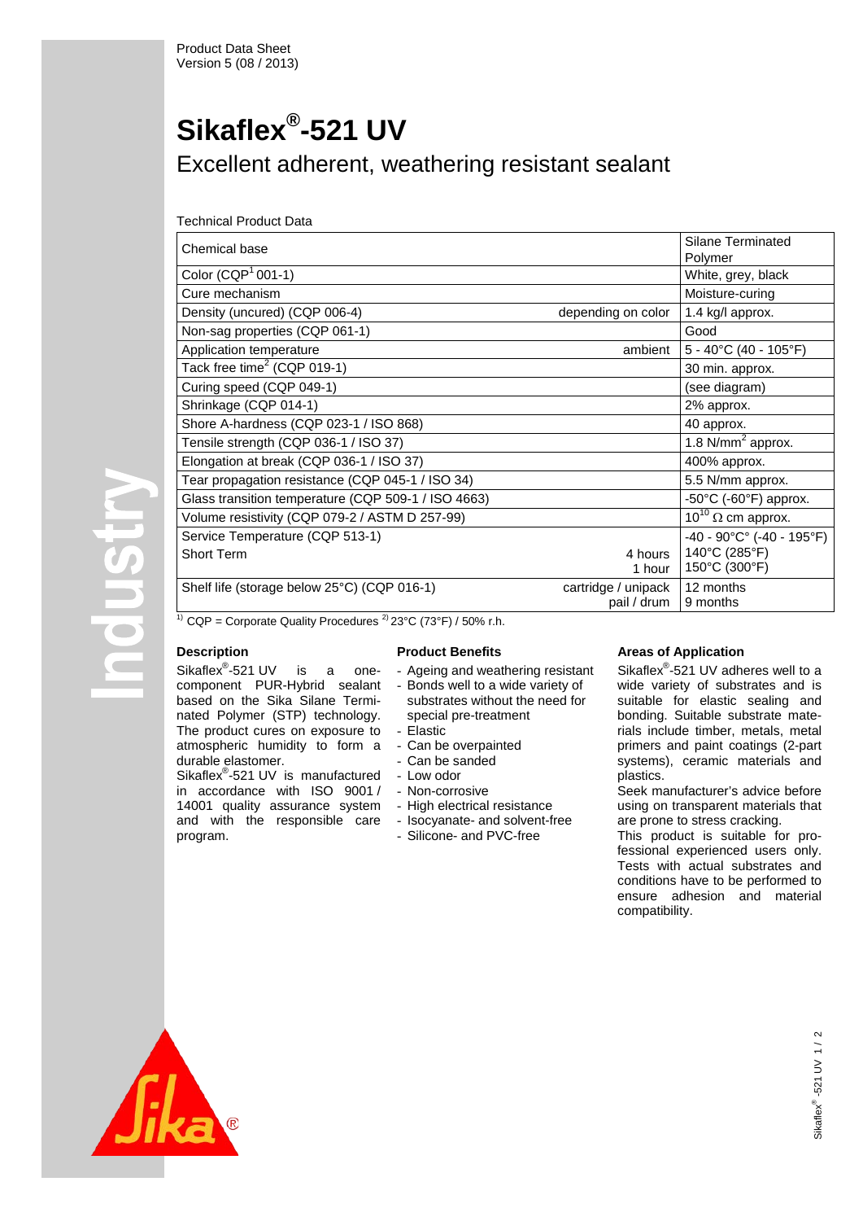Product Data Sheet
Version 5 (08 / 2013)

# Sikaflex®-521 UV

## Excellent adherent, weathering resistant sealant

Technical Product Data

| Property | | Value |
|---|---|---|
| Chemical base | | Silane Terminated Polymer |
| Color (CQP[1] 001-1) | | White, grey, black |
| Cure mechanism | | Moisture-curing |
| Density (uncured) (CQP 006-4) | depending on color | 1.4 kg/l approx. |
| Non-sag properties (CQP 061-1) | | Good |
| Application temperature | ambient | 5 - 40°C (40 - 105°F) |
| Tack free time[2] (CQP 019-1) | | 30 min. approx. |
| Curing speed (CQP 049-1) | | (see diagram) |
| Shrinkage (CQP 014-1) | | 2% approx. |
| Shore A-hardness (CQP 023-1 / ISO 868) | | 40 approx. |
| Tensile strength (CQP 036-1 / ISO 37) | | 1.8 N/mm$^2$ approx. |
| Elongation at break (CQP 036-1 / ISO 37) | | 400% approx. |
| Tear propagation resistance (CQP 045-1 / ISO 34) | | 5.5 N/mm approx. |
| Glass transition temperature (CQP 509-1 / ISO 4663) | | -50°C (-60°F) approx. |
| Volume resistivity (CQP 079-2 / ASTM D 257-99) | | $10^{10}$ Ω cm approx. |
| Service Temperature (CQP 513-1) | | -40 - 90°C° (-40 - 195°F) |
| Short Term | 4 hours | 140°C (285°F) |
| | 1 hour | 150°C (300°F) |
| Shelf life (storage below 25°C) (CQP 016-1) | cartridge / unipack | 12 months |
| | pail / drum | 9 months |

[1] CQP = Corporate Quality Procedures [2] 23°C (73°F) / 50% r.h.

### Description

Sikaflex®-521 UV is a one-component PUR-Hybrid sealant based on the Sika Silane Terminated Polymer (STP) technology. The product cures on exposure to atmospheric humidity to form a durable elastomer.
Sikaflex®-521 UV is manufactured in accordance with ISO 9001 / 14001 quality assurance system and with the responsible care program.

### Product Benefits

- Ageing and weathering resistant
- Bonds well to a wide variety of substrates without the need for special pre-treatment
- Elastic
- Can be overpainted
- Can be sanded
- Low odor
- Non-corrosive
- High electrical resistance
- Isocyanate- and solvent-free
- Silicone- and PVC-free

### Areas of Application

Sikaflex®-521 UV adheres well to a wide variety of substrates and is suitable for elastic sealing and bonding. Suitable substrate materials include timber, metals, metal primers and paint coatings (2-part systems), ceramic materials and plastics.
Seek manufacturer's advice before using on transparent materials that are prone to stress cracking.
This product is suitable for professional experienced users only. Tests with actual substrates and conditions have to be performed to ensure adhesion and material compatibility.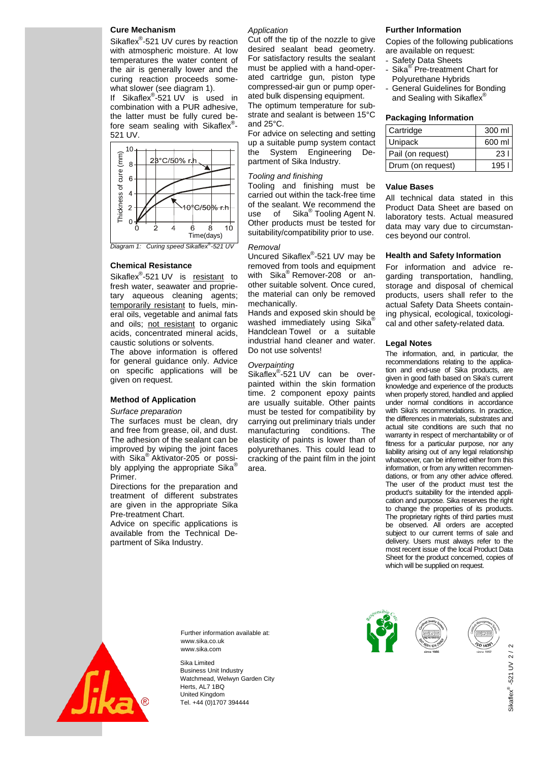## Cure Mechanism

Sikaflex®-521 UV cures by reaction with atmospheric moisture. At low temperatures the water content of the air is generally lower and the curing reaction proceeds somewhat slower (see diagram 1).
If Sikaflex®-521 UV is used in combination with a PUR adhesive, the latter must be fully cured before seam sealing with Sikaflex®-521 UV.

Thickness of cure (mm)
10
8
6
4
2
0
0 2 4 6 8 10
Time(days)
23°C/50% r.h
10°C/50% r.h

*Diagram 1: Curing speed Sikaflex®-521 UV*

## Chemical Resistance

Sikaflex®-521 UV is resistant to fresh water, seawater and proprietary aqueous cleaning agents; temporarily resistant to fuels, mineral oils, vegetable and animal fats and oils; not resistant to organic acids, concentrated mineral acids, caustic solutions or solvents.
The above information is offered for general guidance only. Advice on specific applications will be given on request.

## Method of Application

*Surface preparation*
The surfaces must be clean, dry and free from grease, oil, and dust.
The adhesion of the sealant can be improved by wiping the joint faces with Sika® Aktivator-205 or possibly applying the appropriate Sika® Primer.
Directions for the preparation and treatment of different substrates are given in the appropriate Sika Pre-treatment Chart.
Advice on specific applications is available from the Technical Department of Sika Industry.

*Application*
Cut off the tip of the nozzle to give desired sealant bead geometry. For satisfactory results the sealant must be applied with a hand-operated cartridge gun, piston type compressed-air gun or pump operated bulk dispensing equipment.
The optimum temperature for substrate and sealant is between 15°C and 25°C.
For advice on selecting and setting up a suitable pump system contact the System Engineering Department of Sika Industry.

*Tooling and finishing*
Tooling and finishing must be carried out within the tack-free time of the sealant. We recommend the use of Sika® Tooling Agent N. Other products must be tested for suitability/compatibility prior to use.

*Removal*
Uncured Sikaflex®-521 UV may be removed from tools and equipment with Sika® Remover-208 or another suitable solvent. Once cured, the material can only be removed mechanically.
Hands and exposed skin should be washed immediately using Sika® Handclean Towel or a suitable industrial hand cleaner and water. Do not use solvents!

*Overpainting*
Sikaflex®-521 UV can be overpainted within the skin formation time. 2 component epoxy paints are usually suitable. Other paints must be tested for compatibility by carrying out preliminary trials under manufacturing conditions. The elasticity of paints is lower than of polyurethanes. This could lead to cracking of the paint film in the joint area.

## Further Information

Copies of the following publications are available on request:
- Safety Data Sheets
- Sika® Pre-treatment Chart for Polyurethane Hybrids
- General Guidelines for Bonding and Sealing with Sikaflex®

## Packaging Information

| | |
|---|---|
| Cartridge | 300 ml |
| Unipack | 600 ml |
| Pail (on request) | 23 l |
| Drum (on request) | 195 l |

## Value Bases

All technical data stated in this Product Data Sheet are based on laboratory tests. Actual measured data may vary due to circumstances beyond our control.

## Health and Safety Information

For information and advice regarding transportation, handling, storage and disposal of chemical products, users shall refer to the actual Safety Data Sheets containing physical, ecological, toxicological and other safety-related data.

## Legal Notes

The information, and, in particular, the recommendations relating to the application and end-use of Sika products, are given in good faith based on Sika's current knowledge and experience of the products when properly stored, handled and applied under normal conditions in accordance with Sika's recommendations. In practice, the differences in materials, substrates and actual site conditions are such that no warranty in respect of merchantability or of fitness for a particular purpose, nor any liability arising out of any legal relationship whatsoever, can be inferred either from this information, or from any written recommendations, or from any other advice offered. The user of the product must test the product's suitability for the intended application and purpose. Sika reserves the right to change the properties of its products. The proprietary rights of third parties must be observed. All orders are accepted subject to our current terms of sale and delivery. Users must always refer to the most recent issue of the local Product Data Sheet for the product concerned, copies of which will be supplied on request.

Further information available at:
www.sika.co.uk
www.sika.com

Sika Limited
Business Unit Industry
Watchmead, Welwyn Garden City
Herts, AL7 1BQ
United Kingdom
Tel. +44 (0)1707 394444